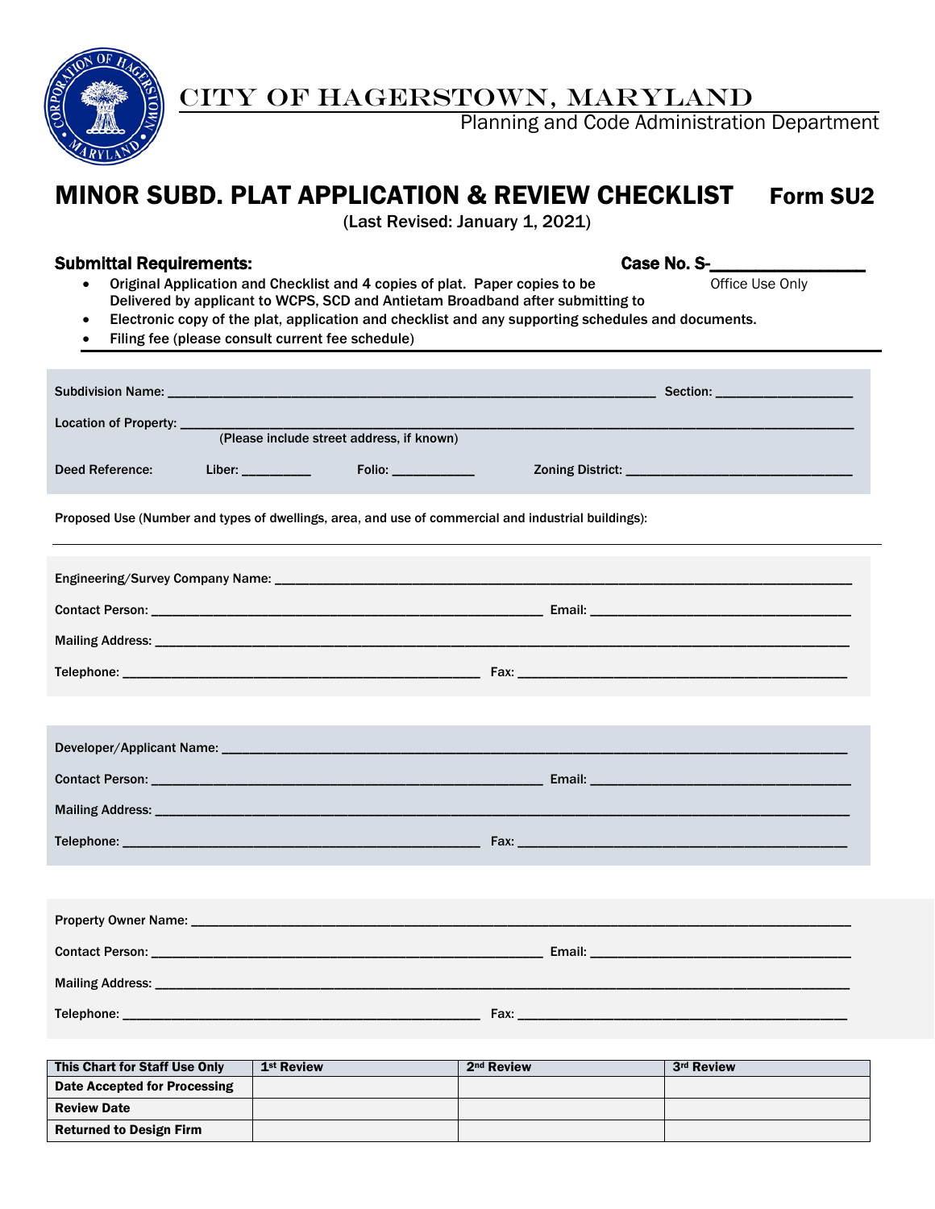# CITY OF HAGERSTOWN, MARYLAND

Planning and Code Administration Department

# MINOR SUBD. PLAT APPLICATION & REVIEW CHECKLIST Form SU2

(Last Revised: January 1, 2021)

**Submittal Requirements:** **Case No. S-_______________**
Office Use Only

- Original Application and Checklist and 4 copies of plat. Paper copies to be Delivered by applicant to WCPS, SCD and Antietam Broadband after submitting to
- Electronic copy of the plat, application and checklist and any supporting schedules and documents.
- Filing fee (please consult current fee schedule)

Subdivision Name: ______________________________________________ Section: ________________

Location of Property: ____________________________________________________________________
(Please include street address, if known)

Deed Reference: Liber: _________ Folio: ___________ Zoning District: ____________________________

Proposed Use (Number and types of dwellings, area, and use of commercial and industrial buildings):

Engineering/Survey Company Name: ________________________________________________________

Contact Person: ______________________________________ Email: ____________________________

Mailing Address: __________________________________________________________________________

Telephone: ______________________________________ Fax: _________________________________

Developer/Applicant Name: ________________________________________________________________

Contact Person: ______________________________________ Email: ____________________________

Mailing Address: __________________________________________________________________________

Telephone: ______________________________________ Fax: _________________________________

Property Owner Name: ____________________________________________________________________

Contact Person: ______________________________________ Email: ____________________________

Mailing Address: __________________________________________________________________________

Telephone: ______________________________________ Fax: _________________________________

| This Chart for Staff Use Only | 1st Review | 2nd Review | 3rd Review |
|---|---|---|---|
| Date Accepted for Processing | | | |
| Review Date | | | |
| Returned to Design Firm | | | |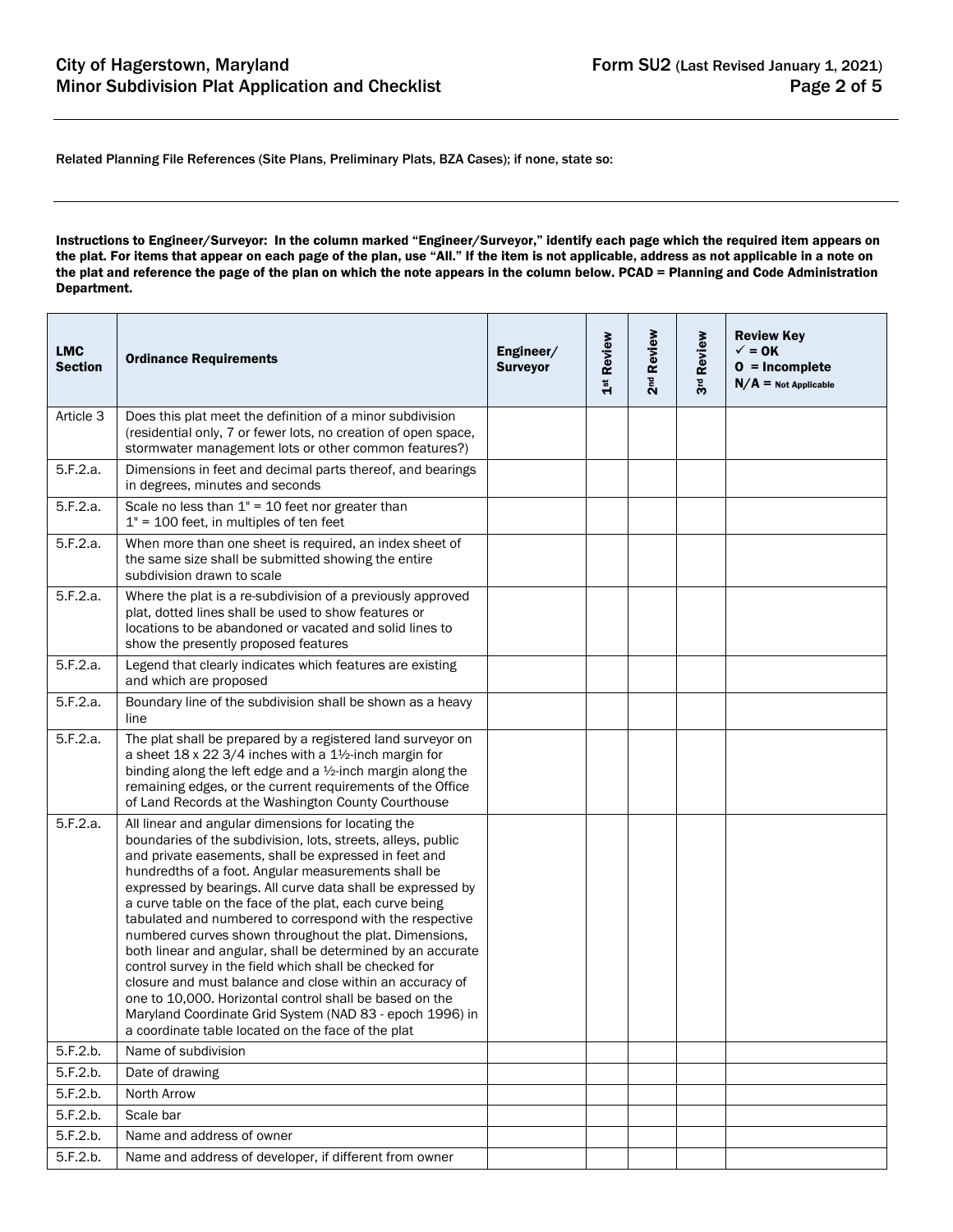Related Planning File References (Site Plans, Preliminary Plats, BZA Cases); if none, state so:

**Instructions to Engineer/Surveyor: In the column marked "Engineer/Surveyor," identify each page which the required item appears on the plat. For items that appear on each page of the plan, use "All." If the item is not applicable, address as not applicable in a note on the plat and reference the page of the plan on which the note appears in the column below. PCAD = Planning and Code Administration Department.**

| LMC Section | Ordinance Requirements | Engineer/ Surveyor | 1st Review | 2nd Review | 3rd Review | Review Key ✓ = OK O = Incomplete N/A = Not Applicable |
|---|---|---|---|---|---|---|
| Article 3 | Does this plat meet the definition of a minor subdivision (residential only, 7 or fewer lots, no creation of open space, stormwater management lots or other common features?) | | | | | |
| 5.F.2.a. | Dimensions in feet and decimal parts thereof, and bearings in degrees, minutes and seconds | | | | | |
| 5.F.2.a. | Scale no less than 1" = 10 feet nor greater than 1" = 100 feet, in multiples of ten feet | | | | | |
| 5.F.2.a. | When more than one sheet is required, an index sheet of the same size shall be submitted showing the entire subdivision drawn to scale | | | | | |
| 5.F.2.a. | Where the plat is a re-subdivision of a previously approved plat, dotted lines shall be used to show features or locations to be abandoned or vacated and solid lines to show the presently proposed features | | | | | |
| 5.F.2.a. | Legend that clearly indicates which features are existing and which are proposed | | | | | |
| 5.F.2.a. | Boundary line of the subdivision shall be shown as a heavy line | | | | | |
| 5.F.2.a. | The plat shall be prepared by a registered land surveyor on a sheet 18 x 22 3/4 inches with a 1½-inch margin for binding along the left edge and a ½-inch margin along the remaining edges, or the current requirements of the Office of Land Records at the Washington County Courthouse | | | | | |
| 5.F.2.a. | All linear and angular dimensions for locating the boundaries of the subdivision, lots, streets, alleys, public and private easements, shall be expressed in feet and hundredths of a foot. Angular measurements shall be expressed by bearings. All curve data shall be expressed by a curve table on the face of the plat, each curve being tabulated and numbered to correspond with the respective numbered curves shown throughout the plat. Dimensions, both linear and angular, shall be determined by an accurate control survey in the field which shall be checked for closure and must balance and close within an accuracy of one to 10,000. Horizontal control shall be based on the Maryland Coordinate Grid System (NAD 83 - epoch 1996) in a coordinate table located on the face of the plat | | | | | |
| 5.F.2.b. | Name of subdivision | | | | | |
| 5.F.2.b. | Date of drawing | | | | | |
| 5.F.2.b. | North Arrow | | | | | |
| 5.F.2.b. | Scale bar | | | | | |
| 5.F.2.b. | Name and address of owner | | | | | |
| 5.F.2.b. | Name and address of developer, if different from owner | | | | | |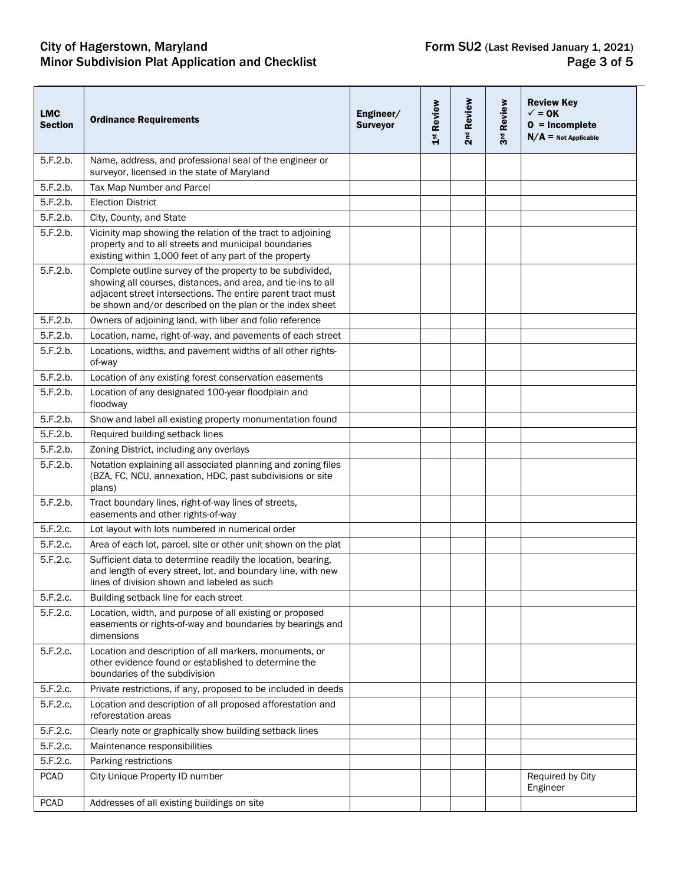| LMC Section | Ordinance Requirements | Engineer/ Surveyor | 1st Review | 2nd Review | 3rd Review | Review Key ✓ = OK O = Incomplete N/A = Not Applicable |
|---|---|---|---|---|---|---|
| 5.F.2.b. | Name, address, and professional seal of the engineer or surveyor, licensed in the state of Maryland | | | | | |
| 5.F.2.b. | Tax Map Number and Parcel | | | | | |
| 5.F.2.b. | Election District | | | | | |
| 5.F.2.b. | City, County, and State | | | | | |
| 5.F.2.b. | Vicinity map showing the relation of the tract to adjoining property and to all streets and municipal boundaries existing within 1,000 feet of any part of the property | | | | | |
| 5.F.2.b. | Complete outline survey of the property to be subdivided, showing all courses, distances, and area, and tie-ins to all adjacent street intersections. The entire parent tract must be shown and/or described on the plan or the index sheet | | | | | |
| 5.F.2.b. | Owners of adjoining land, with liber and folio reference | | | | | |
| 5.F.2.b. | Location, name, right-of-way, and pavements of each street | | | | | |
| 5.F.2.b. | Locations, widths, and pavement widths of all other rights-of-way | | | | | |
| 5.F.2.b. | Location of any existing forest conservation easements | | | | | |
| 5.F.2.b. | Location of any designated 100-year floodplain and floodway | | | | | |
| 5.F.2.b. | Show and label all existing property monumentation found | | | | | |
| 5.F.2.b. | Required building setback lines | | | | | |
| 5.F.2.b. | Zoning District, including any overlays | | | | | |
| 5.F.2.b. | Notation explaining all associated planning and zoning files (BZA, FC, NCU, annexation, HDC, past subdivisions or site plans) | | | | | |
| 5.F.2.b. | Tract boundary lines, right-of-way lines of streets, easements and other rights-of-way | | | | | |
| 5.F.2.c. | Lot layout with lots numbered in numerical order | | | | | |
| 5.F.2.c. | Area of each lot, parcel, site or other unit shown on the plat | | | | | |
| 5.F.2.c. | Sufficient data to determine readily the location, bearing, and length of every street, lot, and boundary line, with new lines of division shown and labeled as such | | | | | |
| 5.F.2.c. | Building setback line for each street | | | | | |
| 5.F.2.c. | Location, width, and purpose of all existing or proposed easements or rights-of-way and boundaries by bearings and dimensions | | | | | |
| 5.F.2.c. | Location and description of all markers, monuments, or other evidence found or established to determine the boundaries of the subdivision | | | | | |
| 5.F.2.c. | Private restrictions, if any, proposed to be included in deeds | | | | | |
| 5.F.2.c. | Location and description of all proposed afforestation and reforestation areas | | | | | |
| 5.F.2.c. | Clearly note or graphically show building setback lines | | | | | |
| 5.F.2.c. | Maintenance responsibilities | | | | | |
| 5.F.2.c. | Parking restrictions | | | | | |
| PCAD | City Unique Property ID number | | | | | Required by City Engineer |
| PCAD | Addresses of all existing buildings on site | | | | | |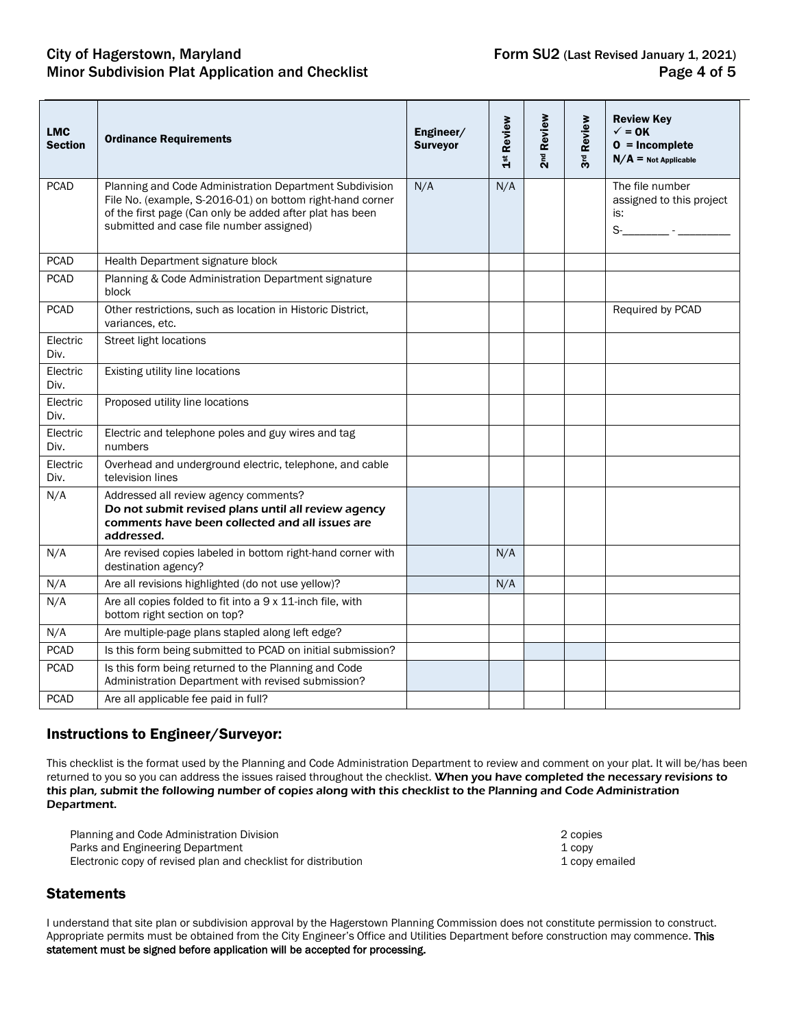| LMC Section | Ordinance Requirements | Engineer/ Surveyor | 1st Review | 2nd Review | 3rd Review | Review Key ✓ = OK O = Incomplete N/A = Not Applicable |
|---|---|---|---|---|---|---|
| PCAD | Planning and Code Administration Department Subdivision File No. (example, S-2016-01) on bottom right-hand corner of the first page (Can only be added after plat has been submitted and case file number assigned) | N/A | N/A | | | The file number assigned to this project is: S-________ - _________ |
| PCAD | Health Department signature block | | | | | |
| PCAD | Planning & Code Administration Department signature block | | | | | |
| PCAD | Other restrictions, such as location in Historic District, variances, etc. | | | | | Required by PCAD |
| Electric Div. | Street light locations | | | | | |
| Electric Div. | Existing utility line locations | | | | | |
| Electric Div. | Proposed utility line locations | | | | | |
| Electric Div. | Electric and telephone poles and guy wires and tag numbers | | | | | |
| Electric Div. | Overhead and underground electric, telephone, and cable television lines | | | | | |
| N/A | Addressed all review agency comments? ***Do not submit revised plans until all review agency comments have been collected and all issues are addressed.*** | | | | | |
| N/A | Are revised copies labeled in bottom right-hand corner with destination agency? | | N/A | | | |
| N/A | Are all revisions highlighted (do not use yellow)? | | N/A | | | |
| N/A | Are all copies folded to fit into a 9 x 11-inch file, with bottom right section on top? | | | | | |
| N/A | Are multiple-page plans stapled along left edge? | | | | | |
| PCAD | Is this form being submitted to PCAD on initial submission? | | | | | |
| PCAD | Is this form being returned to the Planning and Code Administration Department with revised submission? | | | | | |
| PCAD | Are all applicable fee paid in full? | | | | | |

## Instructions to Engineer/Surveyor:

This checklist is the format used by the Planning and Code Administration Department to review and comment on your plat. It will be/has been returned to you so you can address the issues raised throughout the checklist. ***When you have completed the necessary revisions to this plan, submit the following number of copies along with this checklist to the Planning and Code Administration Department.***

| | |
|---|---|
| Planning and Code Administration Division | 2 copies |
| Parks and Engineering Department | 1 copy |
| Electronic copy of revised plan and checklist for distribution | 1 copy emailed |

## Statements

I understand that site plan or subdivision approval by the Hagerstown Planning Commission does not constitute permission to construct. Appropriate permits must be obtained from the City Engineer's Office and Utilities Department before construction may commence. **This statement must be signed before application will be accepted for processing.**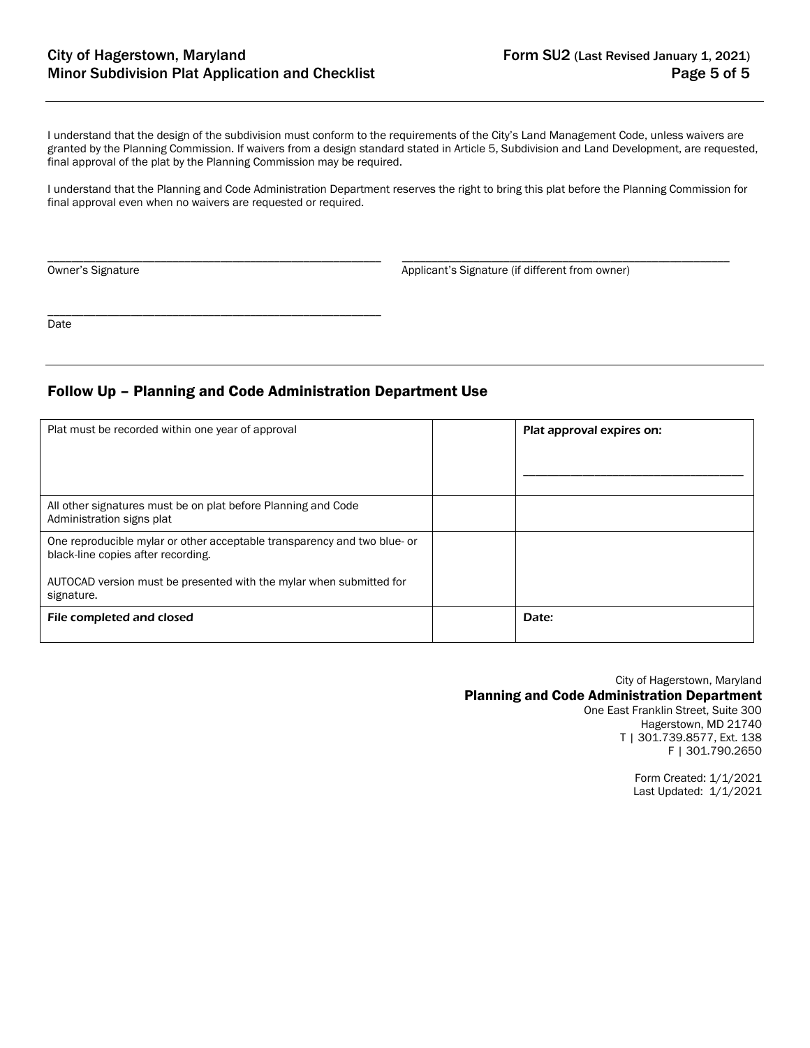I understand that the design of the subdivision must conform to the requirements of the City's Land Management Code, unless waivers are granted by the Planning Commission. If waivers from a design standard stated in Article 5, Subdivision and Land Development, are requested, final approval of the plat by the Planning Commission may be required.

I understand that the Planning and Code Administration Department reserves the right to bring this plat before the Planning Commission for final approval even when no waivers are requested or required.

\_\_\_\_\_\_\_\_\_\_\_\_\_\_\_\_\_\_\_\_\_\_\_\_\_\_\_\_\_\_\_\_\_\_\_\_\_\_\_\_\_\_\_\_\_\_\_\_
Owner's Signature

\_\_\_\_\_\_\_\_\_\_\_\_\_\_\_\_\_\_\_\_\_\_\_\_\_\_\_\_\_\_\_\_\_\_\_\_\_\_\_\_\_\_\_\_\_\_\_\_
Applicant's Signature (if different from owner)

\_\_\_\_\_\_\_\_\_\_\_\_\_\_\_\_\_\_\_\_\_\_\_\_\_\_\_\_\_\_\_\_\_\_\_\_\_\_\_\_\_\_\_\_\_\_\_\_
Date

## Follow Up – Planning and Code Administration Department Use

| | | |
|---|---|---|
| Plat must be recorded within one year of approval | | *Plat approval expires on:* \_\_\_\_\_\_\_\_\_\_\_\_\_\_\_\_\_\_\_\_\_\_\_\_\_\_\_\_ |
| All other signatures must be on plat before Planning and Code Administration signs plat | | |
| One reproducible mylar or other acceptable transparency and two blue- or black-line copies after recording. AUTOCAD version must be presented with the mylar when submitted for signature. | | |
| *File completed and closed* | | *Date:* |

City of Hagerstown, Maryland
**Planning and Code Administration Department**
One East Franklin Street, Suite 300
Hagerstown, MD 21740
T | 301.739.8577, Ext. 138
F | 301.790.2650

Form Created: 1/1/2021
Last Updated: 1/1/2021